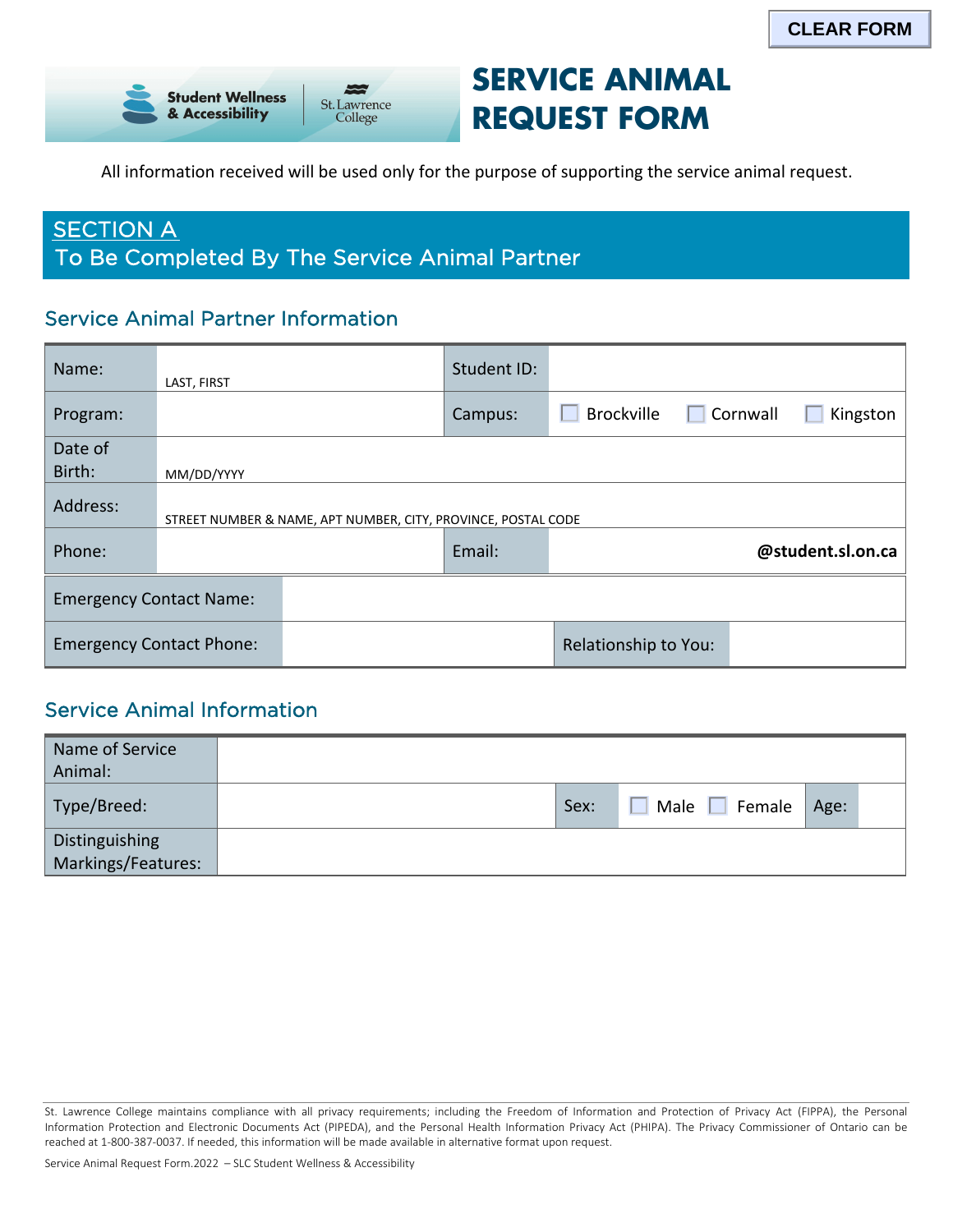CLEAR FORM

Student Wellness & Accessibility | St. Lawrence College

# SERVICE ANIMAL REQUEST FORM

All information received will be used only for the purpose of supporting the service animal request.

## SECTION A
## To Be Completed By The Service Animal Partner

### Service Animal Partner Information

| | | | |
|---|---|---|---|
| Name: | LAST, FIRST | Student ID: | |
| Program: | | Campus: | ☐ Brockville ☐ Cornwall ☐ Kingston |
| Date of Birth: | MM/DD/YYYY | | |
| Address: | STREET NUMBER & NAME, APT NUMBER, CITY, PROVINCE, POSTAL CODE | | |
| Phone: | | Email: | **@student.sl.on.ca** |

| | | | |
|---|---|---|---|
| Emergency Contact Name: | | | |
| Emergency Contact Phone: | | Relationship to You: | |

### Service Animal Information

| | | | | | |
|---|---|---|---|---|---|
| Name of Service Animal: | | | | | |
| Type/Breed: | | Sex: | ☐ Male ☐ Female | Age: | |
| Distinguishing Markings/Features: | | | | | |

St. Lawrence College maintains compliance with all privacy requirements; including the Freedom of Information and Protection of Privacy Act (FIPPA), the Personal Information Protection and Electronic Documents Act (PIPEDA), and the Personal Health Information Privacy Act (PHIPA). The Privacy Commissioner of Ontario can be reached at 1-800-387-0037. If needed, this information will be made available in alternative format upon request.

Service Animal Request Form.2022 – SLC Student Wellness & Accessibility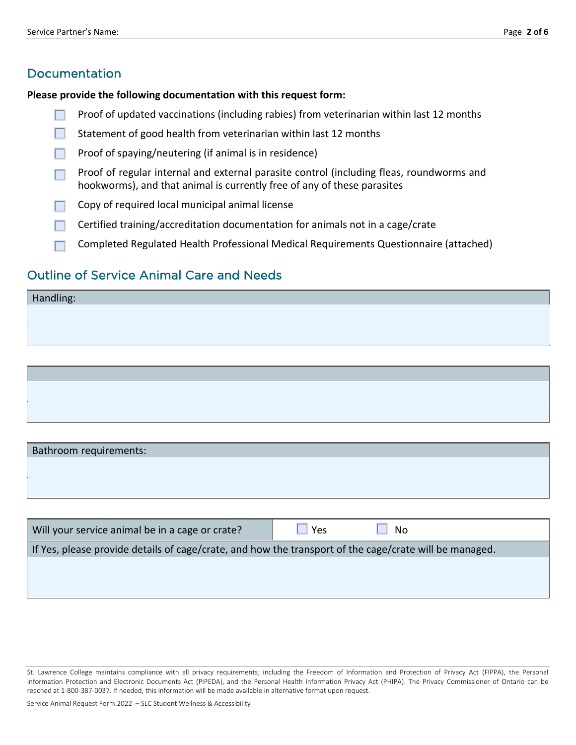## Documentation

**Please provide the following documentation with this request form:**

- ☐ Proof of updated vaccinations (including rabies) from veterinarian within last 12 months
- ☐ Statement of good health from veterinarian within last 12 months
- ☐ Proof of spaying/neutering (if animal is in residence)
- ☐ Proof of regular internal and external parasite control (including fleas, roundworms and hookworms), and that animal is currently free of any of these parasites
- ☐ Copy of required local municipal animal license
- ☐ Certified training/accreditation documentation for animals not in a cage/crate
- ☐ Completed Regulated Health Professional Medical Requirements Questionnaire (attached)

## Outline of Service Animal Care and Needs

| Handling: |
|---|
| |

| |
|---|
| |

| Bathroom requirements: |
|---|
| |

| Will your service animal be in a cage or crate? | ☐ Yes ☐ No |
|---|---|
| If Yes, please provide details of cage/crate, and how the transport of the cage/crate will be managed. | |
| | |

St. Lawrence College maintains compliance with all privacy requirements; including the Freedom of Information and Protection of Privacy Act (FIPPA), the Personal Information Protection and Electronic Documents Act (PIPEDA), and the Personal Health Information Privacy Act (PHIPA). The Privacy Commissioner of Ontario can be reached at 1-800-387-0037. If needed, this information will be made available in alternative format upon request.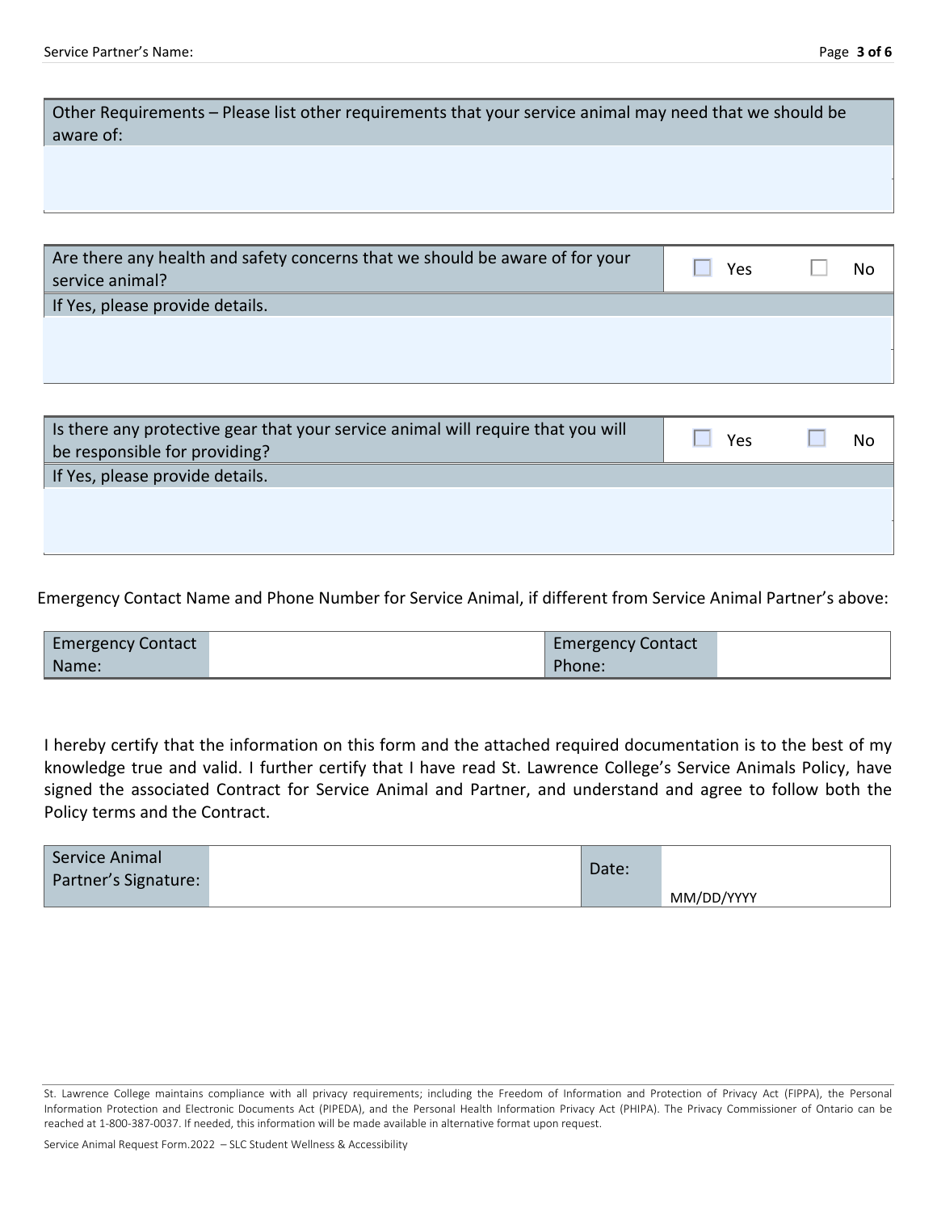| Other Requirements – Please list other requirements that your service animal may need that we should be aware of: |
| --- |
| |

| Are there any health and safety concerns that we should be aware of for your service animal? | ☐ Yes | ☐ No |
| --- | --- | --- |
| If Yes, please provide details. | | |
| | | |

| Is there any protective gear that your service animal will require that you will be responsible for providing? | ☐ Yes | ☐ No |
| --- | --- | --- |
| If Yes, please provide details. | | |
| | | |

Emergency Contact Name and Phone Number for Service Animal, if different from Service Animal Partner's above:

| Emergency Contact Name: | | Emergency Contact Phone: | |
| --- | --- | --- | --- |

I hereby certify that the information on this form and the attached required documentation is to the best of my knowledge true and valid. I further certify that I have read St. Lawrence College's Service Animals Policy, have signed the associated Contract for Service Animal and Partner, and understand and agree to follow both the Policy terms and the Contract.

| Service Animal Partner's Signature: | | Date: | MM/DD/YYYY |
| --- | --- | --- | --- |

St. Lawrence College maintains compliance with all privacy requirements; including the Freedom of Information and Protection of Privacy Act (FIPPA), the Personal Information Protection and Electronic Documents Act (PIPEDA), and the Personal Health Information Privacy Act (PHIPA). The Privacy Commissioner of Ontario can be reached at 1-800-387-0037. If needed, this information will be made available in alternative format upon request.

Service Animal Request Form.2022 – SLC Student Wellness & Accessibility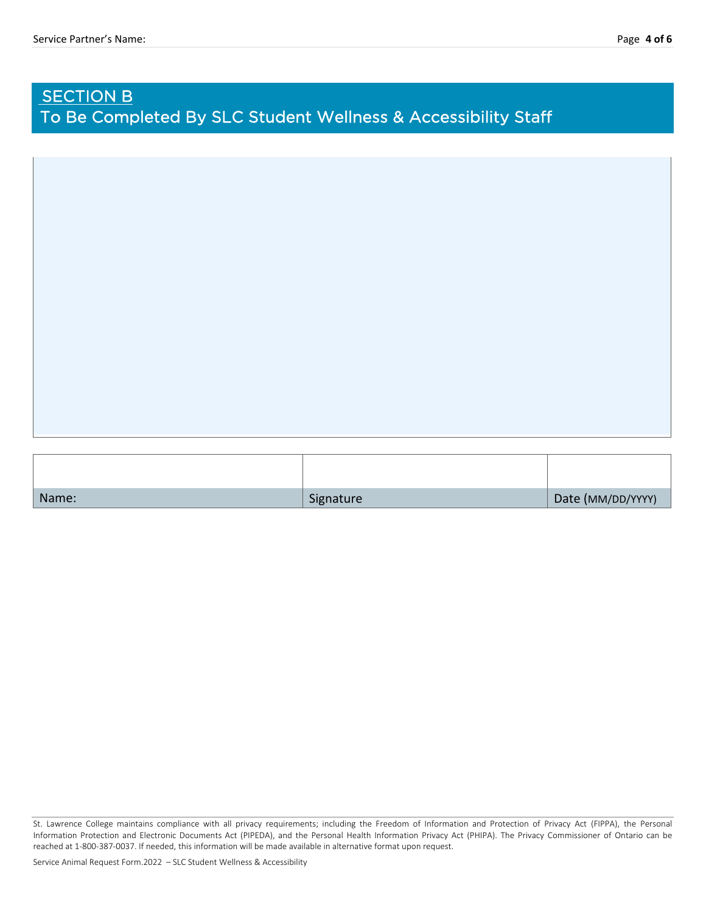## SECTION B
To Be Completed By SLC Student Wellness & Accessibility Staff

| | | |
|---|---|---|
| Name: | Signature | Date (MM/DD/YYYY) |

St. Lawrence College maintains compliance with all privacy requirements; including the Freedom of Information and Protection of Privacy Act (FIPPA), the Personal Information Protection and Electronic Documents Act (PIPEDA), and the Personal Health Information Privacy Act (PHIPA). The Privacy Commissioner of Ontario can be reached at 1-800-387-0037. If needed, this information will be made available in alternative format upon request.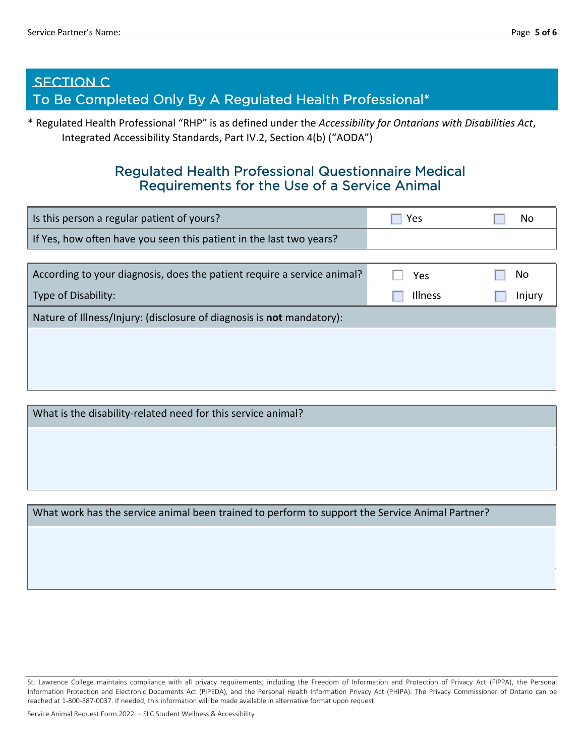## SECTION C
## To Be Completed Only By A Regulated Health Professional*

\* Regulated Health Professional "RHP" is as defined under the *Accessibility for Ontarians with Disabilities Act*, Integrated Accessibility Standards, Part IV.2, Section 4(b) ("AODA")

### Regulated Health Professional Questionnaire Medical Requirements for the Use of a Service Animal

| | | |
|---|---|---|
| Is this person a regular patient of yours? | ☐ Yes | ☐ No |
| If Yes, how often have you seen this patient in the last two years? | | |

| | | |
|---|---|---|
| According to your diagnosis, does the patient require a service animal? | ☐ Yes | ☐ No |
| Type of Disability: | ☐ Illness | ☐ Injury |

| |
|---|
| Nature of Illness/Injury: (disclosure of diagnosis is **not** mandatory): |
| |

| |
|---|
| What is the disability-related need for this service animal? |
| |

| |
|---|
| What work has the service animal been trained to perform to support the Service Animal Partner? |
| |

St. Lawrence College maintains compliance with all privacy requirements; including the Freedom of Information and Protection of Privacy Act (FIPPA), the Personal Information Protection and Electronic Documents Act (PIPEDA), and the Personal Health Information Privacy Act (PHIPA). The Privacy Commissioner of Ontario can be reached at 1-800-387-0037. If needed, this information will be made available in alternative format upon request.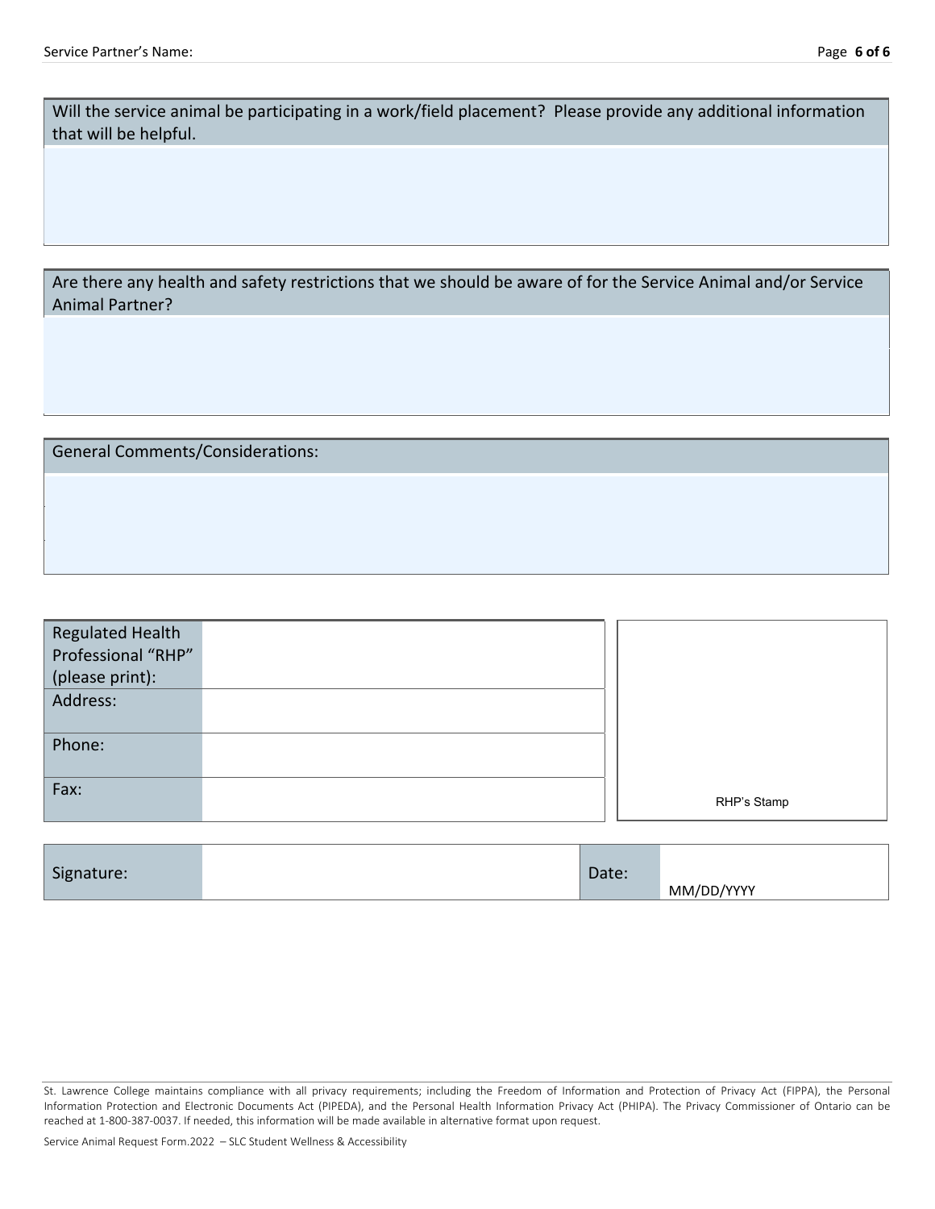Service Partner's Name:

| Will the service animal be participating in a work/field placement? Please provide any additional information that will be helpful. |
| --- |
| |

| Are there any health and safety restrictions that we should be aware of for the Service Animal and/or Service Animal Partner? |
| --- |
| |

| General Comments/Considerations: |
| --- |
| |

| | | |
| --- | --- | --- |
| Regulated Health Professional "RHP" (please print): | | RHP's Stamp |
| Address: | | |
| Phone: | | |
| Fax: | | |

| | | | |
| --- | --- | --- | --- |
| Signature: | | Date: | MM/DD/YYYY |

St. Lawrence College maintains compliance with all privacy requirements; including the Freedom of Information and Protection of Privacy Act (FIPPA), the Personal Information Protection and Electronic Documents Act (PIPEDA), and the Personal Health Information Privacy Act (PHIPA). The Privacy Commissioner of Ontario can be reached at 1-800-387-0037. If needed, this information will be made available in alternative format upon request.

Service Animal Request Form.2022 – SLC Student Wellness & Accessibility